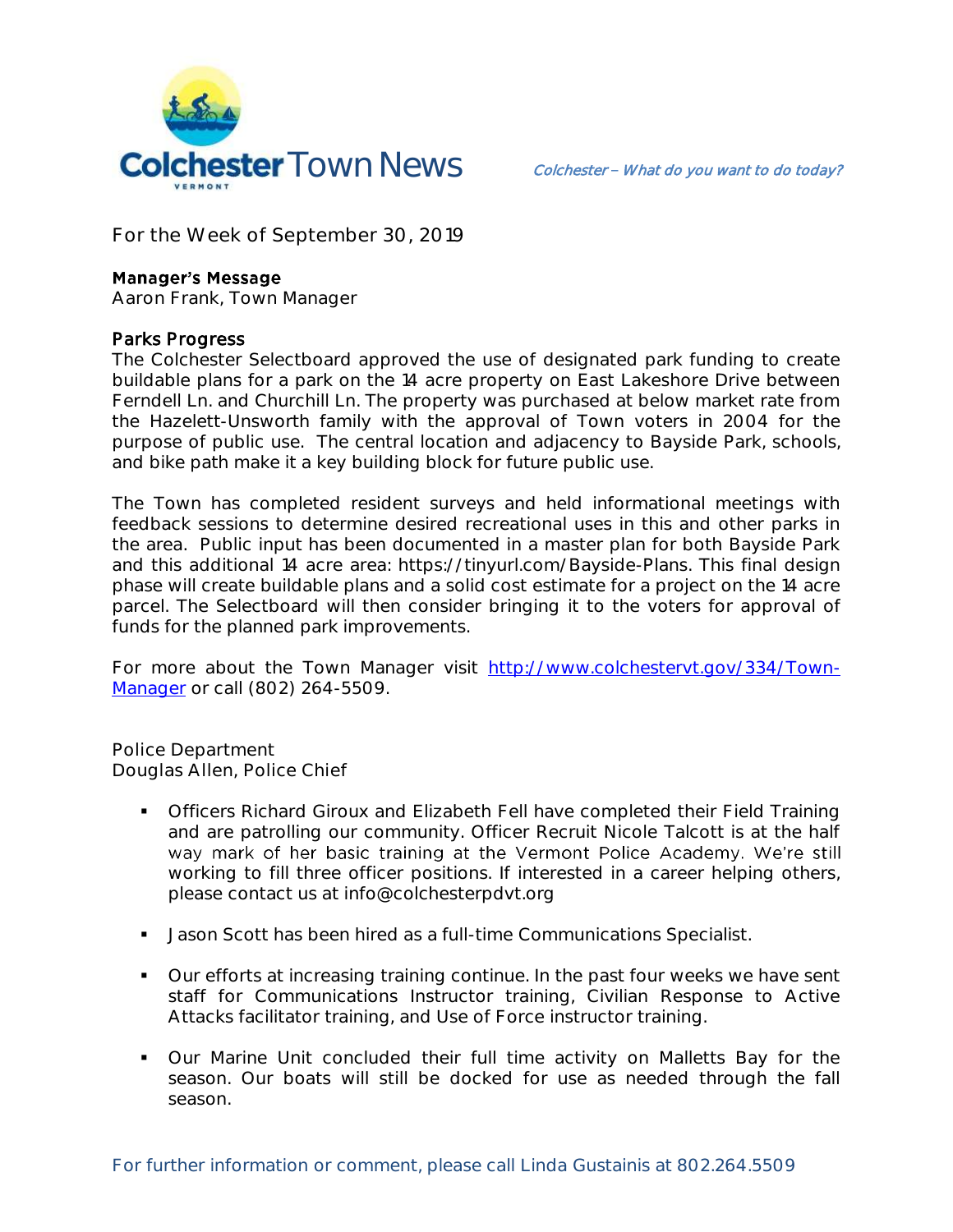# Colchester Town News

*Colchester – What do you want to do today?*

For the Week of September 30, 2019

## Manager's Message

Aaron Frank, Town Manager

### Parks Progress

The Colchester Selectboard approved the use of designated park funding to create buildable plans for a park on the 14 acre property on East Lakeshore Drive between Ferndell Ln. and Churchill Ln. The property was purchased at below market rate from the Hazelett-Unsworth family with the approval of Town voters in 2004 for the purpose of public use. The central location and adjacency to Bayside Park, schools, and bike path make it a key building block for future public use.

The Town has completed resident surveys and held informational meetings with feedback sessions to determine desired recreational uses in this and other parks in the area. Public input has been documented in a master plan for both Bayside Park and this additional 14 acre area: https://tinyurl.com/Bayside-Plans. This final design phase will create buildable plans and a solid cost estimate for a project on the 14 acre parcel. The Selectboard will then consider bringing it to the voters for approval of funds for the planned park improvements.

For more about the Town Manager visit [http://www.colchestervt.gov/334/Town-Manager](http://www.colchestervt.gov/334/Town-Manager) or call (802) 264-5509.

## Police Department

Douglas Allen, Police Chief

- Officers Richard Giroux and Elizabeth Fell have completed their Field Training and are patrolling our community. Officer Recruit Nicole Talcott is at the half way mark of her basic training at the Vermont Police Academy. We're still working to fill three officer positions. If interested in a career helping others, please contact us at info@colchesterpdvt.org

- Jason Scott has been hired as a full-time Communications Specialist.

- Our efforts at increasing training continue. In the past four weeks we have sent staff for Communications Instructor training, Civilian Response to Active Attacks facilitator training, and Use of Force instructor training.

- Our Marine Unit concluded their full time activity on Malletts Bay for the season. Our boats will still be docked for use as needed through the fall season.

For further information or comment, please call Linda Gustainis at 802.264.5509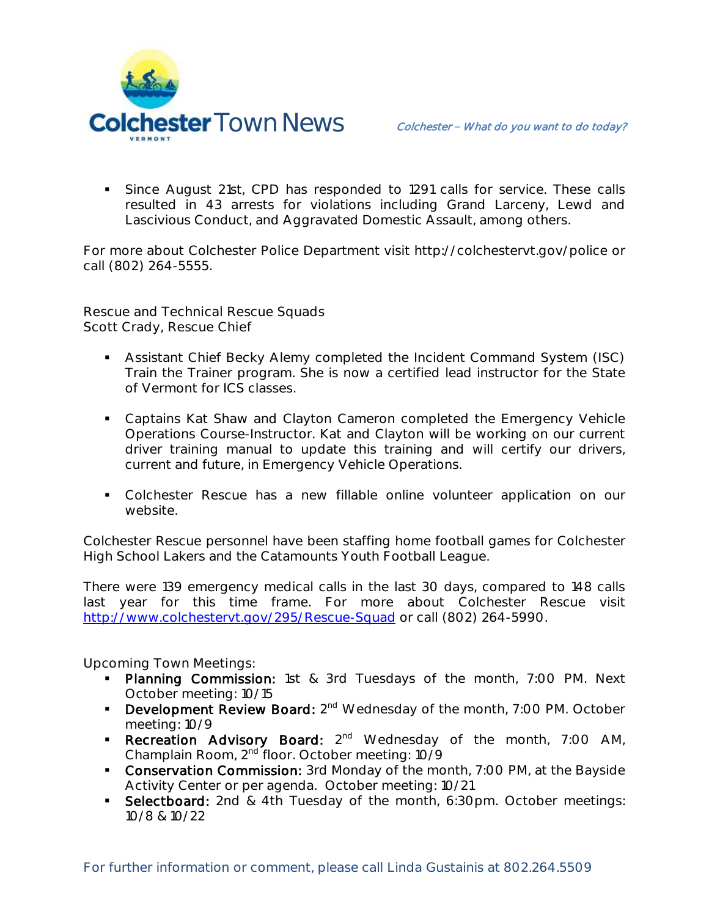- Since August 21st, CPD has responded to 1291 calls for service. These calls resulted in 43 arrests for violations including Grand Larceny, Lewd and Lascivious Conduct, and Aggravated Domestic Assault, among others.

For more about Colchester Police Department visit http://colchestervt.gov/police or call (802) 264-5555.

Rescue and Technical Rescue Squads
Scott Crady, Rescue Chief

- Assistant Chief Becky Alemy completed the Incident Command System (ISC) Train the Trainer program. She is now a certified lead instructor for the State of Vermont for ICS classes.
- Captains Kat Shaw and Clayton Cameron completed the Emergency Vehicle Operations Course-Instructor. Kat and Clayton will be working on our current driver training manual to update this training and will certify our drivers, current and future, in Emergency Vehicle Operations.
- Colchester Rescue has a new fillable online volunteer application on our website.

Colchester Rescue personnel have been staffing home football games for Colchester High School Lakers and the Catamounts Youth Football League.

There were 139 emergency medical calls in the last 30 days, compared to 148 calls last year for this time frame. For more about Colchester Rescue visit http://www.colchestervt.gov/295/Rescue-Squad or call (802) 264-5990.

Upcoming Town Meetings:

- **Planning Commission:** 1st & 3rd Tuesdays of the month, 7:00 PM. Next October meeting: 10/15
- **Development Review Board:** 2nd Wednesday of the month, 7:00 PM. October meeting: 10/9
- **Recreation Advisory Board:** 2nd Wednesday of the month, 7:00 AM, Champlain Room, 2nd floor. October meeting: 10/9
- **Conservation Commission:** 3rd Monday of the month, 7:00 PM, at the Bayside Activity Center or per agenda. October meeting: 10/21
- **Selectboard:** 2nd & 4th Tuesday of the month, 6:30pm. October meetings: 10/8 & 10/22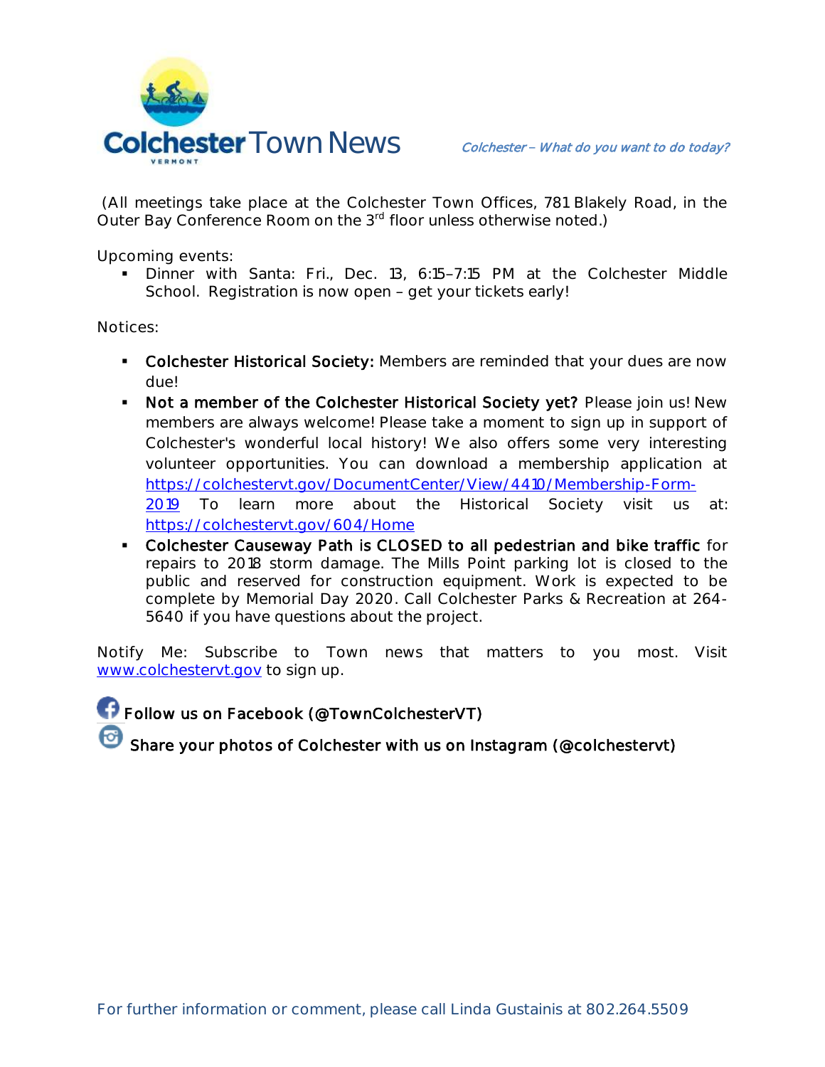# Colchester Town News

*Colchester – What do you want to do today?*

(All meetings take place at the Colchester Town Offices, 781 Blakely Road, in the Outer Bay Conference Room on the 3rd floor unless otherwise noted.)

Upcoming events:

- Dinner with Santa: Fri., Dec. 13, 6:15–7:15 PM at the Colchester Middle School. Registration is now open – get your tickets early!

Notices:

- **Colchester Historical Society:** Members are reminded that your dues are now due!
- **Not a member of the Colchester Historical Society yet?** Please join us! New members are always welcome! Please take a moment to sign up in support of Colchester's wonderful local history! We also offers some very interesting volunteer opportunities. You can download a membership application at https://colchestervt.gov/DocumentCenter/View/4410/Membership-Form-2019 To learn more about the Historical Society visit us at: https://colchestervt.gov/604/Home
- **Colchester Causeway Path is CLOSED to all pedestrian and bike traffic** for repairs to 2018 storm damage. The Mills Point parking lot is closed to the public and reserved for construction equipment. Work is expected to be complete by Memorial Day 2020. Call Colchester Parks & Recreation at 264-5640 if you have questions about the project.

Notify Me: Subscribe to Town news that matters to you most. Visit www.colchestervt.gov to sign up.

**Follow us on Facebook (@TownColchesterVT)**

**Share your photos of Colchester with us on Instagram (@colchestervt)**

For further information or comment, please call Linda Gustainis at 802.264.5509